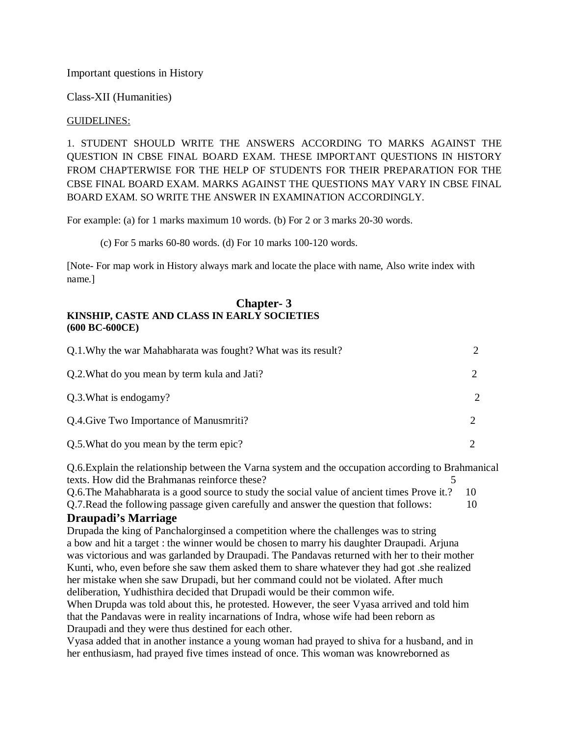Important questions in History

Class-XII (Humanities)

<u>GUIDELINES:</u>

1. STUDENT SHOULD WRITE THE ANSWERS ACCORDING TO MARKS AGAINST THE QUESTION IN CBSE FINAL BOARD EXAM. THESE IMPORTANT QUESTIONS IN HISTORY FROM CHAPTERWISE FOR THE HELP OF STUDENTS FOR THEIR PREPARATION FOR THE CBSE FINAL BOARD EXAM. MARKS AGAINST THE QUESTIONS MAY VARY IN CBSE FINAL BOARD EXAM. SO WRITE THE ANSWER IN EXAMINATION ACCORDINGLY.

For example: (a) for 1 marks maximum 10 words. (b) For 2 or 3 marks 20-30 words.

(c) For 5 marks 60-80 words. (d) For 10 marks 100-120 words.

[Note- For map work in History always mark and locate the place with name, Also write index with name.]

## Chapter- 3

**KINSHIP, CASTE AND CLASS IN EARLY SOCIETIES**
**(600 BC-600CE)**

Q.1.Why the war Mahabharata was fought? What was its result? 2

Q.2.What do you mean by term kula and Jati? 2

Q.3.What is endogamy? 2

Q.4.Give Two Importance of Manusmriti? 2

Q.5.What do you mean by the term epic? 2

Q.6.Explain the relationship between the Varna system and the occupation according to Brahmanical texts. How did the Brahmanas reinforce these? 5

Q.6.The Mahabharata is a good source to study the social value of ancient times Prove it.? 10

Q.7.Read the following passage given carefully and answer the question that follows: 10

### Draupadi's Marriage

Drupada the king of Panchalorginsed a competition where the challenges was to string a bow and hit a target : the winner would be chosen to marry his daughter Draupadi. Arjuna was victorious and was garlanded by Draupadi. The Pandavas returned with her to their mother Kunti, who, even before she saw them asked them to share whatever they had got .she realized her mistake when she saw Drupadi, but her command could not be violated. After much deliberation, Yudhisthira decided that Drupadi would be their common wife.

When Drupda was told about this, he protested. However, the seer Vyasa arrived and told him that the Pandavas were in reality incarnations of Indra, whose wife had been reborn as Draupadi and they were thus destined for each other.

Vyasa added that in another instance a young woman had prayed to shiva for a husband, and in her enthusiasm, had prayed five times instead of once. This woman was knowreborned as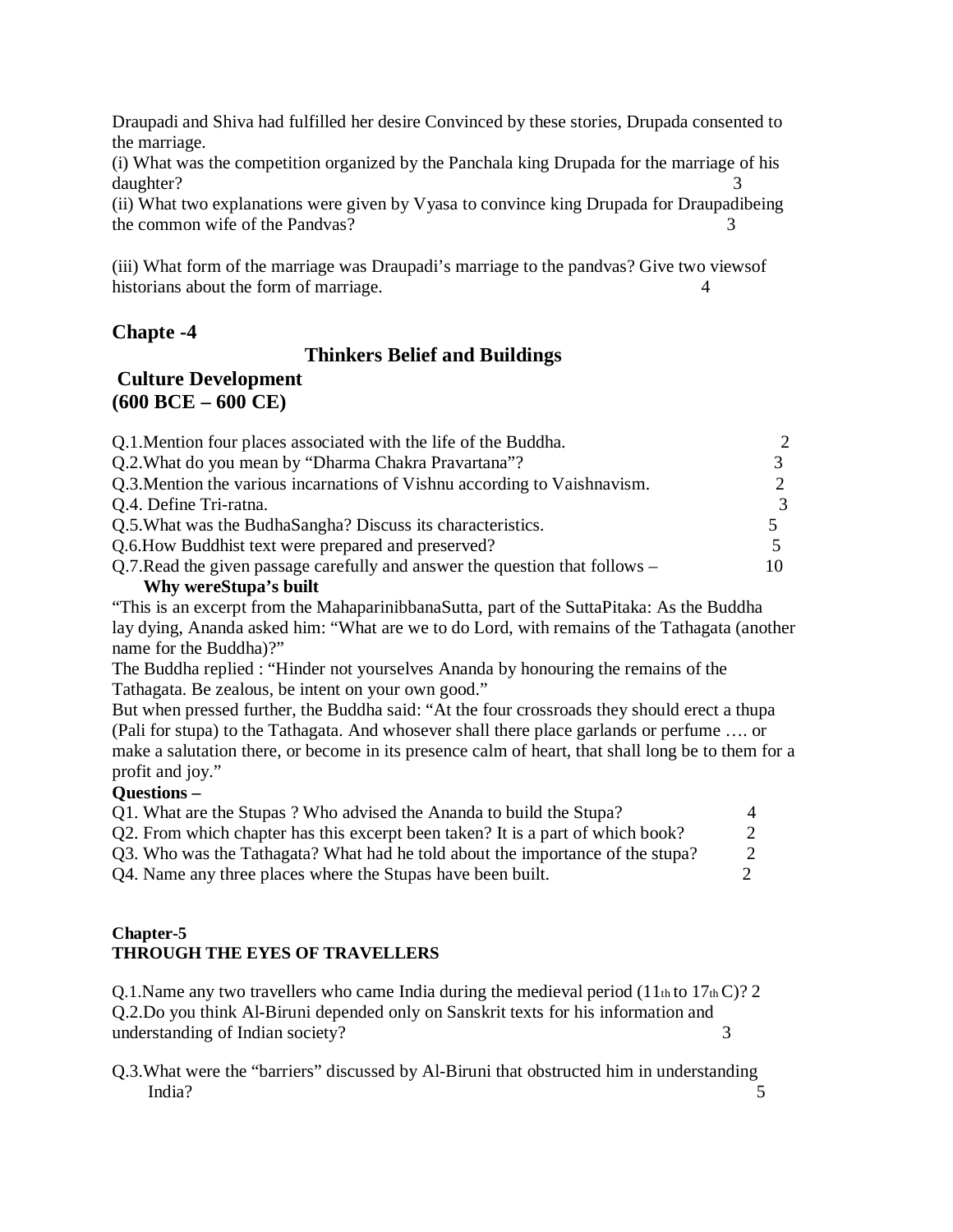Draupadi and Shiva had fulfilled her desire Convinced by these stories, Drupada consented to the marriage.

(i) What was the competition organized by the Panchala king Drupada for the marriage of his daughter? 3

(ii) What two explanations were given by Vyasa to convince king Drupada for Draupadibeing the common wife of the Pandvas? 3

(iii) What form of the marriage was Draupadi's marriage to the pandvas? Give two viewsof historians about the form of marriage. 4

## Chapte -4

## Thinkers Belief and Buildings

## Culture Development (600 BCE – 600 CE)

Q.1.Mention four places associated with the life of the Buddha. 2

Q.2.What do you mean by "Dharma Chakra Pravartana"? 3

Q.3.Mention the various incarnations of Vishnu according to Vaishnavism. 2

Q.4. Define Tri-ratna. 3

Q.5.What was the BudhaSangha? Discuss its characteristics. 5

Q.6.How Buddhist text were prepared and preserved? 5

Q.7.Read the given passage carefully and answer the question that follows – 10

**Why wereStupa's built**

"This is an excerpt from the MahaparinibbanaSutta, part of the SuttaPitaka: As the Buddha lay dying, Ananda asked him: "What are we to do Lord, with remains of the Tathagata (another name for the Buddha)?"

The Buddha replied : "Hinder not yourselves Ananda by honouring the remains of the Tathagata. Be zealous, be intent on your own good."

But when pressed further, the Buddha said: "At the four crossroads they should erect a thupa (Pali for stupa) to the Tathagata. And whosever shall there place garlands or perfume …. or make a salutation there, or become in its presence calm of heart, that shall long be to them for a profit and joy."

**Questions –**

Q1. What are the Stupas ? Who advised the Ananda to build the Stupa? 4

Q2. From which chapter has this excerpt been taken? It is a part of which book? 2

Q3. Who was the Tathagata? What had he told about the importance of the stupa? 2

Q4. Name any three places where the Stupas have been built. 2

## Chapter-5
## THROUGH THE EYES OF TRAVELLERS

Q.1.Name any two travellers who came India during the medieval period ($11^{th}$ to $17^{th}$ C)? 2

Q.2.Do you think Al-Biruni depended only on Sanskrit texts for his information and understanding of Indian society? 3

Q.3.What were the "barriers" discussed by Al-Biruni that obstructed him in understanding India? 5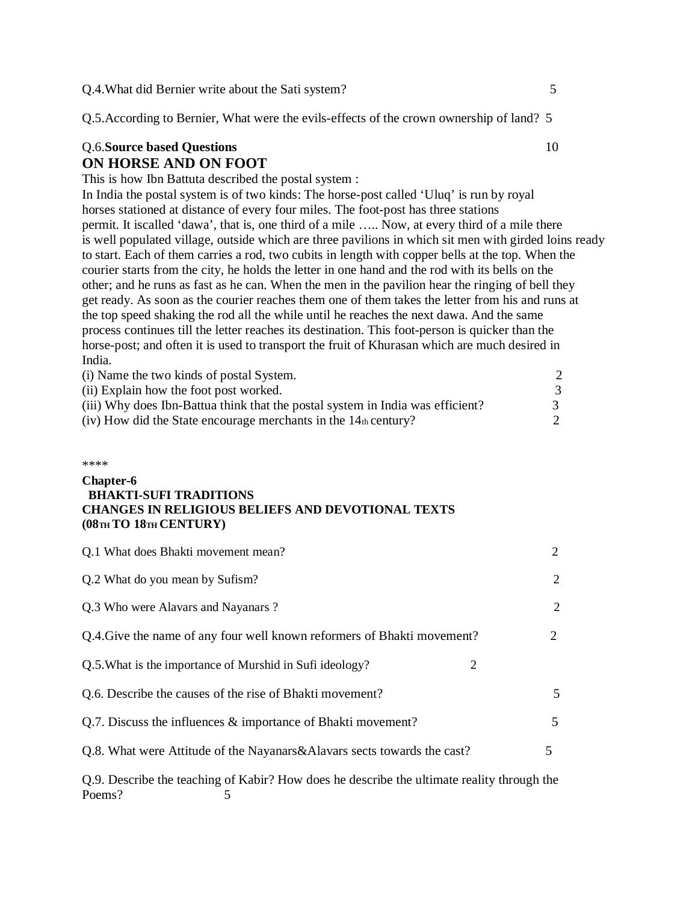Q.4.What did Bernier write about the Sati system? 5

Q.5.According to Bernier, What were the evils-effects of the crown ownership of land? 5

Q.6.**Source based Questions** 10

## ON HORSE AND ON FOOT

This is how Ibn Battuta described the postal system :

In India the postal system is of two kinds: The horse-post called 'Uluq' is run by royal horses stationed at distance of every four miles. The foot-post has three stations permit. It iscalled 'dawa', that is, one third of a mile ….. Now, at every third of a mile there is well populated village, outside which are three pavilions in which sit men with girded loins ready to start. Each of them carries a rod, two cubits in length with copper bells at the top. When the courier starts from the city, he holds the letter in one hand and the rod with its bells on the other; and he runs as fast as he can. When the men in the pavilion hear the ringing of bell they get ready. As soon as the courier reaches them one of them takes the letter from his and runs at the top speed shaking the rod all the while until he reaches the next dawa. And the same process continues till the letter reaches its destination. This foot-person is quicker than the horse-post; and often it is used to transport the fruit of Khurasan which are much desired in India.

(i) Name the two kinds of postal System. 2

(ii) Explain how the foot post worked. 3

(iii) Why does Ibn-Battua think that the postal system in India was efficient? 3

(iv) How did the State encourage merchants in the 14th century? 2

****

**Chapter-6**

**BHAKTI-SUFI TRADITIONS**

**CHANGES IN RELIGIOUS BELIEFS AND DEVOTIONAL TEXTS**

**(08TH TO 18TH CENTURY)**

Q.1 What does Bhakti movement mean? 2

Q.2 What do you mean by Sufism? 2

Q.3 Who were Alavars and Nayanars ? 2

Q.4.Give the name of any four well known reformers of Bhakti movement? 2

Q.5.What is the importance of Murshid in Sufi ideology? 2

Q.6. Describe the causes of the rise of Bhakti movement? 5

Q.7. Discuss the influences & importance of Bhakti movement? 5

Q.8. What were Attitude of the Nayanars&Alavars sects towards the cast? 5

Q.9. Describe the teaching of Kabir? How does he describe the ultimate reality through the Poems? 5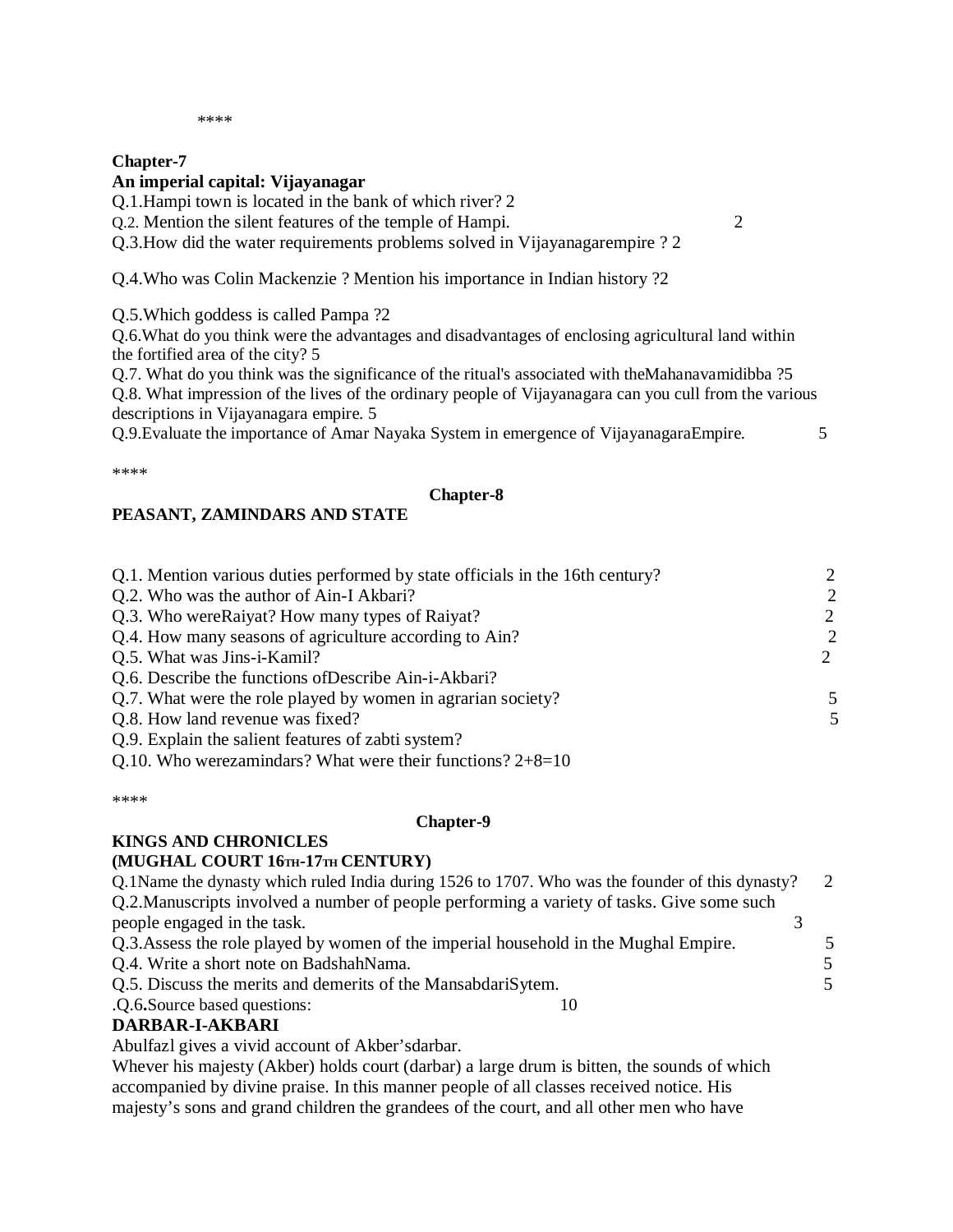****

**Chapter-7**
**An imperial capital: Vijayanagar**

Q.1.Hampi town is located in the bank of which river? 2

Q.2. Mention the silent features of the temple of Hampi. 2

Q.3.How did the water requirements problems solved in Vijayanagarempire ? 2

Q.4.Who was Colin Mackenzie ? Mention his importance in Indian history ?2

Q.5.Which goddess is called Pampa ?2

Q.6.What do you think were the advantages and disadvantages of enclosing agricultural land within the fortified area of the city? 5

Q.7. What do you think was the significance of the ritual's associated with theMahanavamidibba ?5

Q.8. What impression of the lives of the ordinary people of Vijayanagara can you cull from the various descriptions in Vijayanagara empire. 5

Q.9.Evaluate the importance of Amar Nayaka System in emergence of VijayanagaraEmpire. 5

****

**Chapter-8**
**PEASANT, ZAMINDARS AND STATE**

Q.1. Mention various duties performed by state officials in the 16th century? 2

Q.2. Who was the author of Ain-I Akbari? 2

Q.3. Who wereRaiyat? How many types of Raiyat? 2

Q.4. How many seasons of agriculture according to Ain? 2

Q.5. What was Jins-i-Kamil? 2

Q.6. Describe the functions ofDescribe Ain-i-Akbari?

Q.7. What were the role played by women in agrarian society? 5

Q.8. How land revenue was fixed? 5

Q.9. Explain the salient features of zabti system?

Q.10. Who werezamindars? What were their functions? 2+8=10

****

**Chapter-9**
**KINGS AND CHRONICLES**
**(MUGHAL COURT 16TH-17TH CENTURY)**

Q.1Name the dynasty which ruled India during 1526 to 1707. Who was the founder of this dynasty? 2

Q.2.Manuscripts involved a number of people performing a variety of tasks. Give some such people engaged in the task. 3

Q.3.Assess the role played by women of the imperial household in the Mughal Empire. 5

Q.4. Write a short note on BadshahNama. 5

Q.5. Discuss the merits and demerits of the MansabdariSytem. 5

.Q.6.Source based questions: 10

**DARBAR-I-AKBARI**

Abulfazl gives a vivid account of Akber'sdarbar.

Whever his majesty (Akber) holds court (darbar) a large drum is bitten, the sounds of which accompanied by divine praise. In this manner people of all classes received notice. His majesty's sons and grand children the grandees of the court, and all other men who have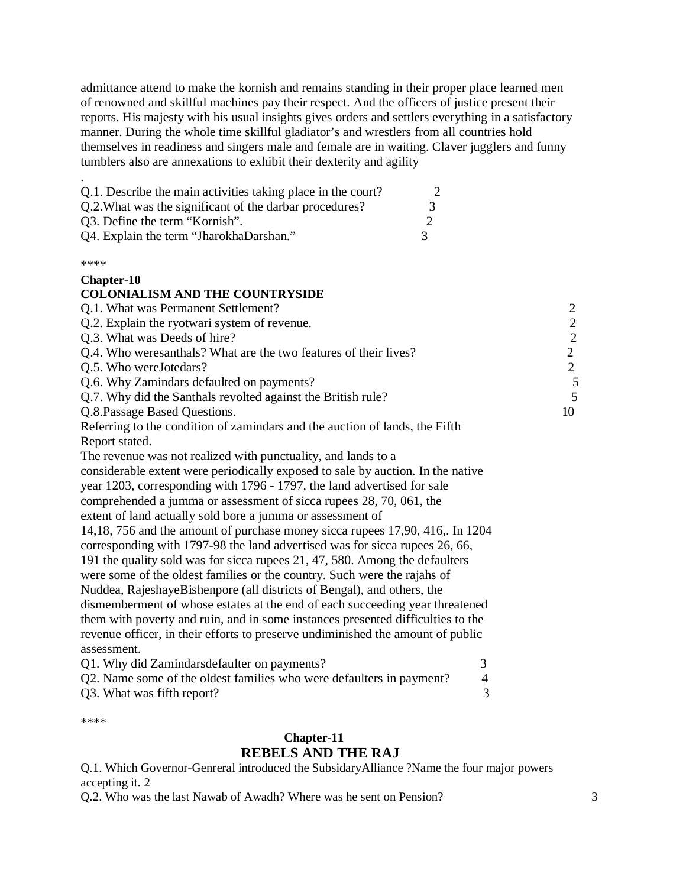admittance attend to make the kornish and remains standing in their proper place learned men of renowned and skillful machines pay their respect. And the officers of justice present their reports. His majesty with his usual insights gives orders and settlers everything in a satisfactory manner. During the whole time skillful gladiator's and wrestlers from all countries hold themselves in readiness and singers male and female are in waiting. Claver jugglers and funny tumblers also are annexations to exhibit their dexterity and agility

.

Q.1. Describe the main activities taking place in the court? 2
Q.2.What was the significant of the darbar procedures? 3
Q3. Define the term "Kornish". 2
Q4. Explain the term "JharokhaDarshan." 3

****

**Chapter-10**
**COLONIALISM AND THE COUNTRYSIDE**

Q.1. What was Permanent Settlement? 2
Q.2. Explain the ryotwari system of revenue. 2
Q.3. What was Deeds of hire? 2
Q.4. Who weresanthals? What are the two features of their lives? 2
Q.5. Who wereJotedars? 2
Q.6. Why Zamindars defaulted on payments? 5
Q.7. Why did the Santhals revolted against the British rule? 5
Q.8.Passage Based Questions. 10

Referring to the condition of zamindars and the auction of lands, the Fifth Report stated.

The revenue was not realized with punctuality, and lands to a considerable extent were periodically exposed to sale by auction. In the native year 1203, corresponding with 1796 - 1797, the land advertised for sale comprehended a jumma or assessment of sicca rupees 28, 70, 061, the extent of land actually sold bore a jumma or assessment of 14,18, 756 and the amount of purchase money sicca rupees 17,90, 416,. In 1204 corresponding with 1797-98 the land advertised was for sicca rupees 26, 66, 191 the quality sold was for sicca rupees 21, 47, 580. Among the defaulters were some of the oldest families or the country. Such were the rajahs of Nuddea, RajeshayeBishenpore (all districts of Bengal), and others, the dismemberment of whose estates at the end of each succeeding year threatened them with poverty and ruin, and in some instances presented difficulties to the revenue officer, in their efforts to preserve undiminished the amount of public assessment.

Q1. Why did Zamindarsdefaulter on payments? 3
Q2. Name some of the oldest families who were defaulters in payment? 4
Q3. What was fifth report? 3

****

**Chapter-11**
## REBELS AND THE RAJ

Q.1. Which Governor-Genreral introduced the SubsidaryAlliance ?Name the four major powers accepting it. 2
Q.2. Who was the last Nawab of Awadh? Where was he sent on Pension? 3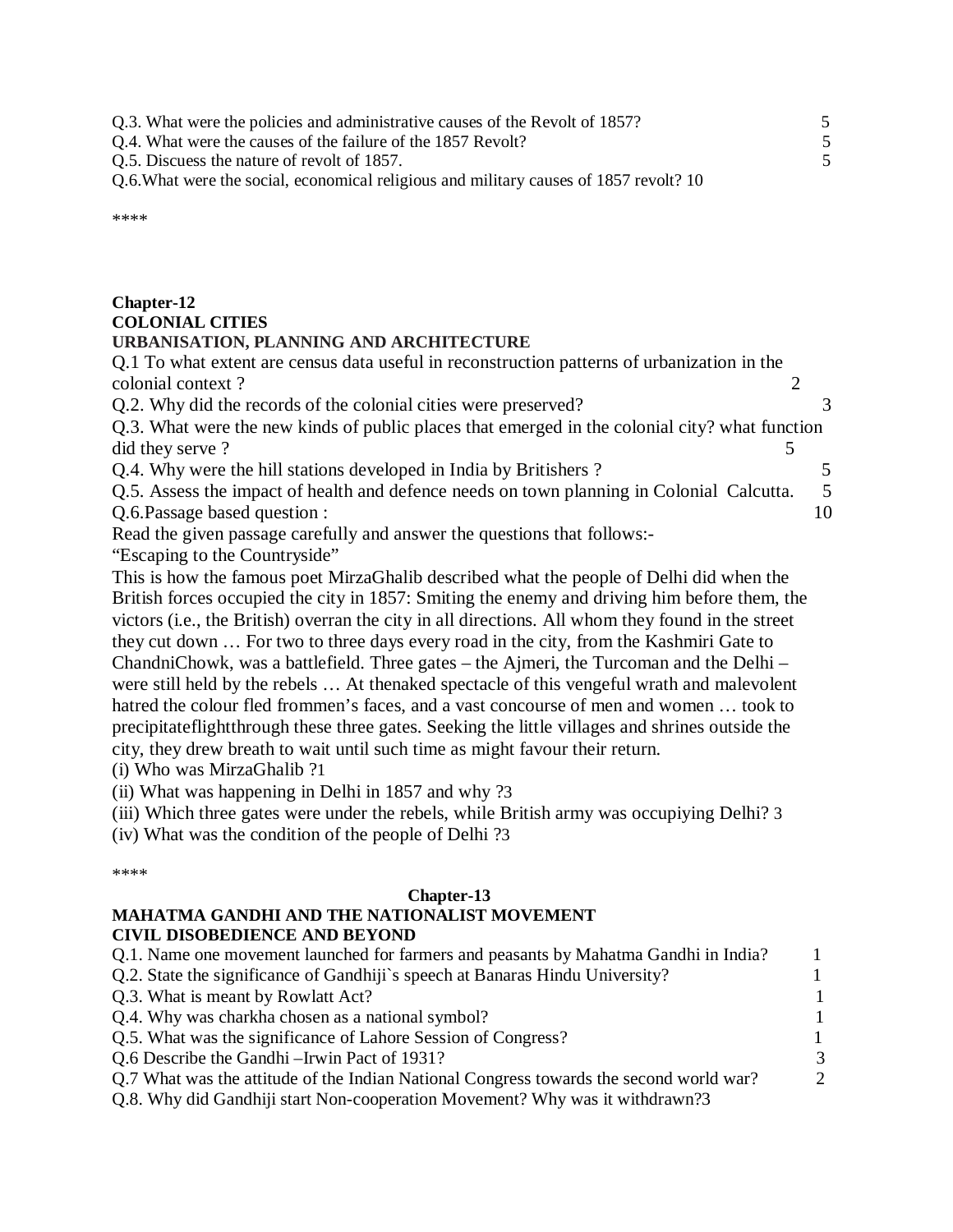Q.3. What were the policies and administrative causes of the Revolt of 1857? 5

Q.4. What were the causes of the failure of the 1857 Revolt? 5

Q.5. Discuss the nature of revolt of 1857. 5

Q.6.What were the social, economical religious and military causes of 1857 revolt? 10

****

**Chapter-12**
**COLONIAL CITIES**
**URBANISATION, PLANNING AND ARCHITECTURE**

Q.1 To what extent are census data useful in reconstruction patterns of urbanization in the colonial context ? 2

Q.2. Why did the records of the colonial cities were preserved? 3

Q.3. What were the new kinds of public places that emerged in the colonial city? what function did they serve ? 5

Q.4. Why were the hill stations developed in India by Britishers ? 5

Q.5. Assess the impact of health and defence needs on town planning in Colonial Calcutta. 5

Q.6.Passage based question : 10

Read the given passage carefully and answer the questions that follows:-

"Escaping to the Countryside"

This is how the famous poet MirzaGhalib described what the people of Delhi did when the British forces occupied the city in 1857: Smiting the enemy and driving him before them, the victors (i.e., the British) overran the city in all directions. All whom they found in the street they cut down … For two to three days every road in the city, from the Kashmiri Gate to ChandniChowk, was a battlefield. Three gates – the Ajmeri, the Turcoman and the Delhi – were still held by the rebels … At thenaked spectacle of this vengeful wrath and malevolent hatred the colour fled frommen's faces, and a vast concourse of men and women … took to precipitateflightthrough these three gates. Seeking the little villages and shrines outside the city, they drew breath to wait until such time as might favour their return.

(i) Who was MirzaGhalib ?1

(ii) What was happening in Delhi in 1857 and why ?3

(iii) Which three gates were under the rebels, while British army was occupiying Delhi? 3

(iv) What was the condition of the people of Delhi ?3

****

**Chapter-13**
**MAHATMA GANDHI AND THE NATIONALIST MOVEMENT**
**CIVIL DISOBEDIENCE AND BEYOND**

Q.1. Name one movement launched for farmers and peasants by Mahatma Gandhi in India? 1

Q.2. State the significance of Gandhiji`s speech at Banaras Hindu University? 1

Q.3. What is meant by Rowlatt Act? 1

Q.4. Why was charkha chosen as a national symbol? 1

Q.5. What was the significance of Lahore Session of Congress? 1

Q.6 Describe the Gandhi –Irwin Pact of 1931? 3

Q.7 What was the attitude of the Indian National Congress towards the second world war? 2

Q.8. Why did Gandhiji start Non-cooperation Movement? Why was it withdrawn?3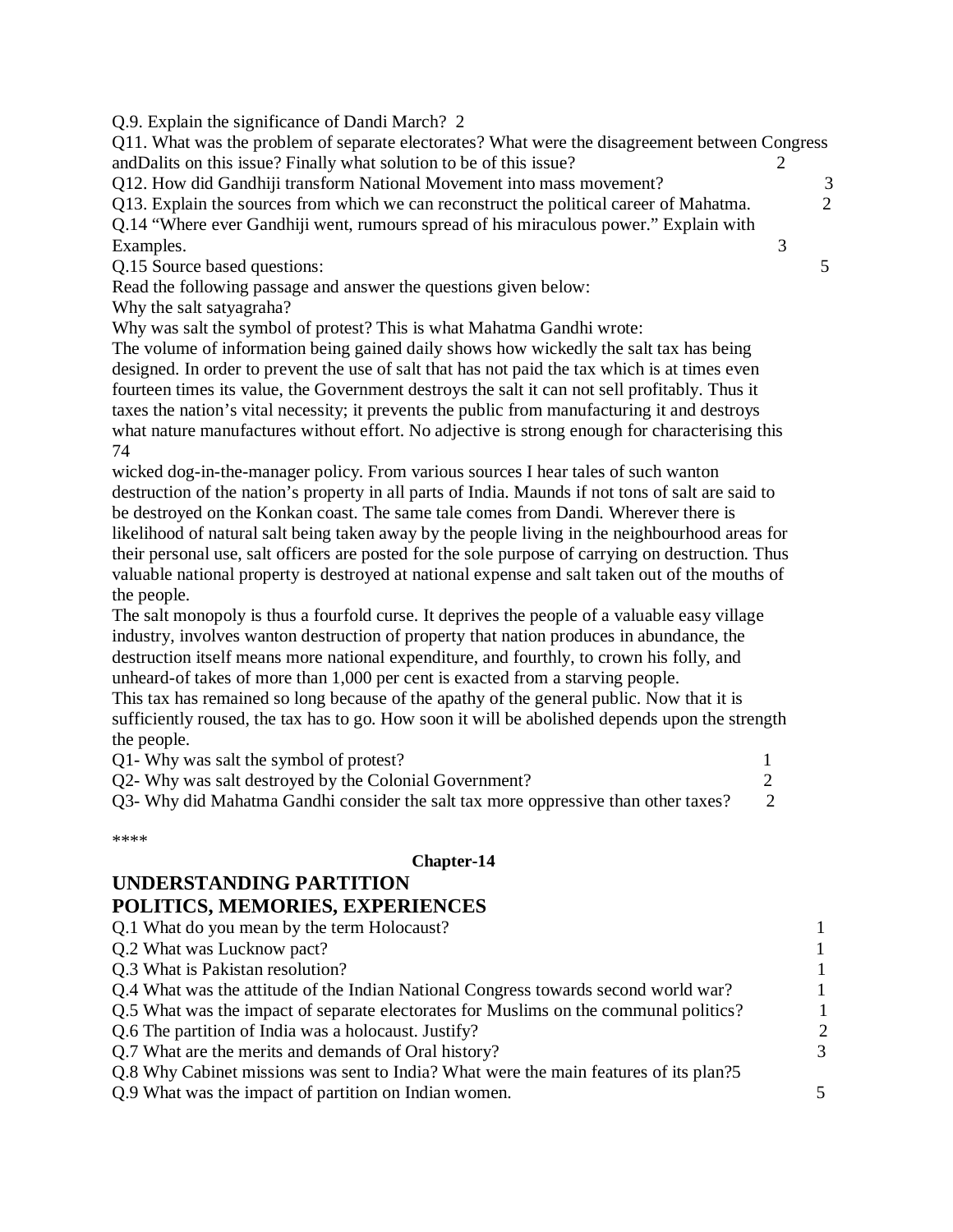Q.9. Explain the significance of Dandi March? 2

Q11. What was the problem of separate electorates? What were the disagreement between Congress andDalits on this issue? Finally what solution to be of this issue? 2

Q12. How did Gandhiji transform National Movement into mass movement? 3

Q13. Explain the sources from which we can reconstruct the political career of Mahatma. 2

Q.14 "Where ever Gandhiji went, rumours spread of his miraculous power." Explain with Examples. 3

Q.15 Source based questions: 5

Read the following passage and answer the questions given below:

Why the salt satyagraha?

Why was salt the symbol of protest? This is what Mahatma Gandhi wrote:

The volume of information being gained daily shows how wickedly the salt tax has being designed. In order to prevent the use of salt that has not paid the tax which is at times even fourteen times its value, the Government destroys the salt it can not sell profitably. Thus it taxes the nation's vital necessity; it prevents the public from manufacturing it and destroys what nature manufactures without effort. No adjective is strong enough for characterising this wicked dog-in-the-manager policy. From various sources I hear tales of such wanton destruction of the nation's property in all parts of India. Maunds if not tons of salt are said to be destroyed on the Konkan coast. The same tale comes from Dandi. Wherever there is likelihood of natural salt being taken away by the people living in the neighbourhood areas for their personal use, salt officers are posted for the sole purpose of carrying on destruction. Thus valuable national property is destroyed at national expense and salt taken out of the mouths of the people.

The salt monopoly is thus a fourfold curse. It deprives the people of a valuable easy village industry, involves wanton destruction of property that nation produces in abundance, the destruction itself means more national expenditure, and fourthly, to crown his folly, and unheard-of takes of more than 1,000 per cent is exacted from a starving people.

This tax has remained so long because of the apathy of the general public. Now that it is sufficiently roused, the tax has to go. How soon it will be abolished depends upon the strength the people.

Q1- Why was salt the symbol of protest? 1

Q2- Why was salt destroyed by the Colonial Government? 2

Q3- Why did Mahatma Gandhi consider the salt tax more oppressive than other taxes? 2

****

**Chapter-14**

## UNDERSTANDING PARTITION
## POLITICS, MEMORIES, EXPERIENCES

Q.1 What do you mean by the term Holocaust? 1

Q.2 What was Lucknow pact? 1

Q.3 What is Pakistan resolution? 1

Q.4 What was the attitude of the Indian National Congress towards second world war? 1

Q.5 What was the impact of separate electorates for Muslims on the communal politics? 1

Q.6 The partition of India was a holocaust. Justify? 2

Q.7 What are the merits and demands of Oral history? 3

Q.8 Why Cabinet missions was sent to India? What were the main features of its plan?5

Q.9 What was the impact of partition on Indian women. 5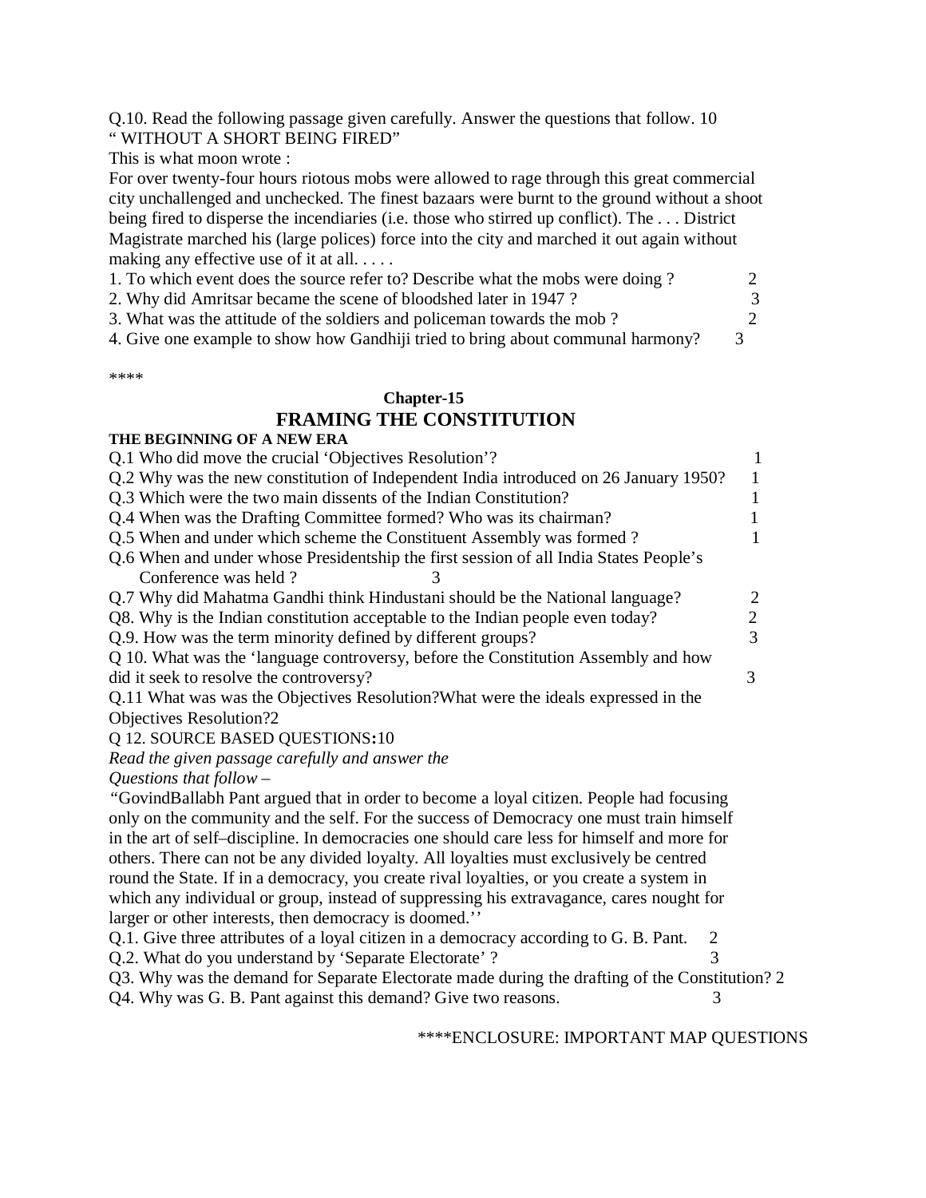Q.10. Read the following passage given carefully. Answer the questions that follow. 10

" WITHOUT A SHORT BEING FIRED"

This is what moon wrote :

For over twenty-four hours riotous mobs were allowed to rage through this great commercial city unchallenged and unchecked. The finest bazaars were burnt to the ground without a shoot being fired to disperse the incendiaries (i.e. those who stirred up conflict). The . . . District Magistrate marched his (large polices) force into the city and marched it out again without making any effective use of it at all. . . . .

1. To which event does the source refer to? Describe what the mobs were doing ? 2
2. Why did Amritsar became the scene of bloodshed later in 1947 ? 3
3. What was the attitude of the soldiers and policeman towards the mob ? 2
4. Give one example to show how Gandhiji tried to bring about communal harmony? 3

****

## Chapter-15

## FRAMING THE CONSTITUTION

### THE BEGINNING OF A NEW ERA

Q.1 Who did move the crucial 'Objectives Resolution'? 1

Q.2 Why was the new constitution of Independent India introduced on 26 January 1950? 1

Q.3 Which were the two main dissents of the Indian Constitution? 1

Q.4 When was the Drafting Committee formed? Who was its chairman? 1

Q.5 When and under which scheme the Constituent Assembly was formed ? 1

Q.6 When and under whose Presidentship the first session of all India States People's Conference was held ? 3

Q.7 Why did Mahatma Gandhi think Hindustani should be the National language? 2

Q8. Why is the Indian constitution acceptable to the Indian people even today? 2

Q.9. How was the term minority defined by different groups? 3

Q 10. What was the 'language controversy, before the Constitution Assembly and how did it seek to resolve the controversy? 3

Q.11 What was was the Objectives Resolution?What were the ideals expressed in the Objectives Resolution?2

Q 12. SOURCE BASED QUESTIONS**:**10

*Read the given passage carefully and answer the Questions that follow –*

"GovindBallabh Pant argued that in order to become a loyal citizen. People had focusing only on the community and the self. For the success of Democracy one must train himself in the art of self–discipline. In democracies one should care less for himself and more for others. There can not be any divided loyalty. All loyalties must exclusively be centred round the State. If in a democracy, you create rival loyalties, or you create a system in which any individual or group, instead of suppressing his extravagance, cares nought for larger or other interests, then democracy is doomed.''

Q.1. Give three attributes of a loyal citizen in a democracy according to G. B. Pant. 2

Q.2. What do you understand by 'Separate Electorate' ? 3

Q3. Why was the demand for Separate Electorate made during the drafting of the Constitution? 2

Q4. Why was G. B. Pant against this demand? Give two reasons. 3

****ENCLOSURE: IMPORTANT MAP QUESTIONS